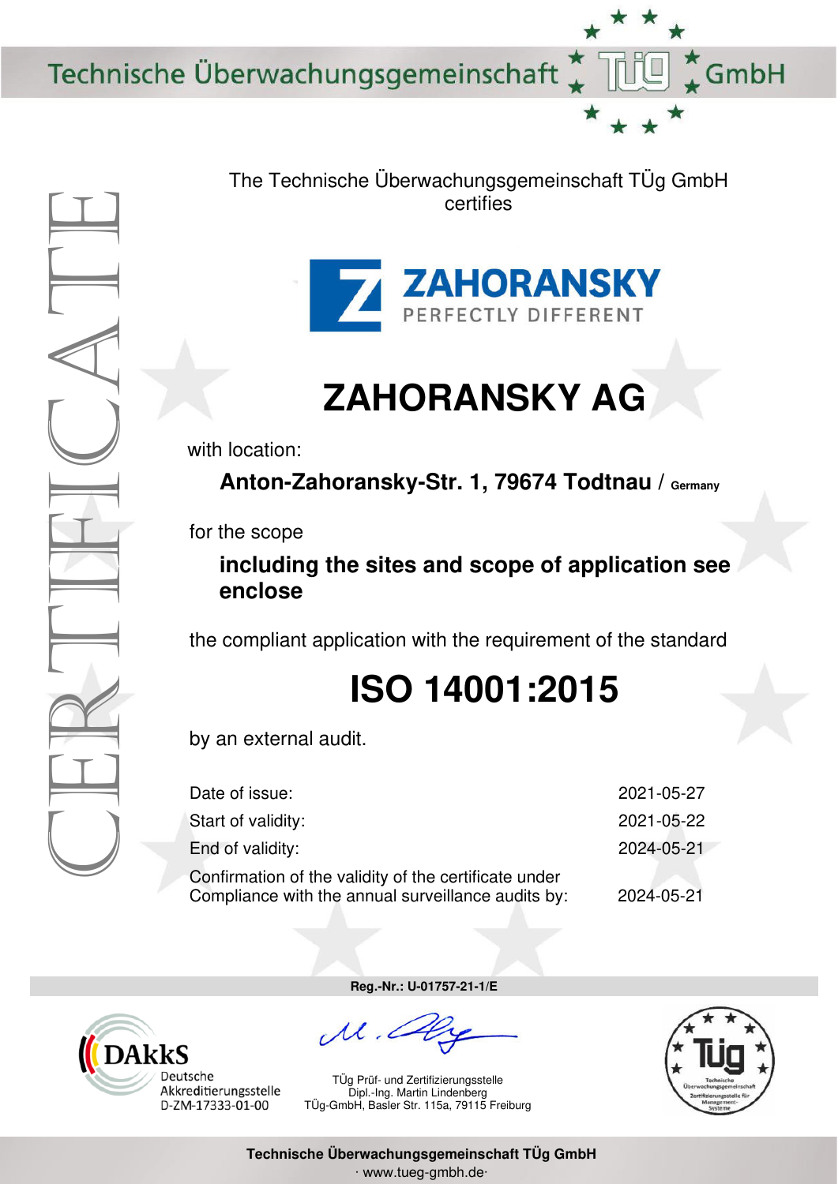Technische Überwachungsgemeinschaft TÜg GmbH

CERTIFICATE

The Technische Überwachungsgemeinschaft TÜg GmbH
certifies

ZAHORANSKY
PERFECTLY DIFFERENT

# ZAHORANSKY AG

with location:

**Anton-Zahoransky-Str. 1, 79674 Todtnau** / **Germany**

for the scope

**including the sites and scope of application see enclose**

the compliant application with the requirement of the standard

# ISO 14001:2015

by an external audit.

| | |
|---|---|
| Date of issue: | 2021-05-27 |
| Start of validity: | 2021-05-22 |
| End of validity: | 2024-05-21 |
| Confirmation of the validity of the certificate under Compliance with the annual surveillance audits by: | 2024-05-21 |

**Reg.-Nr.: U-01757-21-1/E**

DAkkS
Deutsche
Akkreditierungsstelle
D-ZM-17333-01-00

TÜg Prüf- und Zertifizierungsstelle
Dipl.-Ing. Martin Lindenberg
TÜg-GmbH, Basler Str. 115a, 79115 Freiburg

Tüg
Technische Überwachungsgemeinschaft
Zertifizierungsstelle für Management-Systeme

**Technische Überwachungsgemeinschaft TÜg GmbH**
· www.tueg-gmbh.de·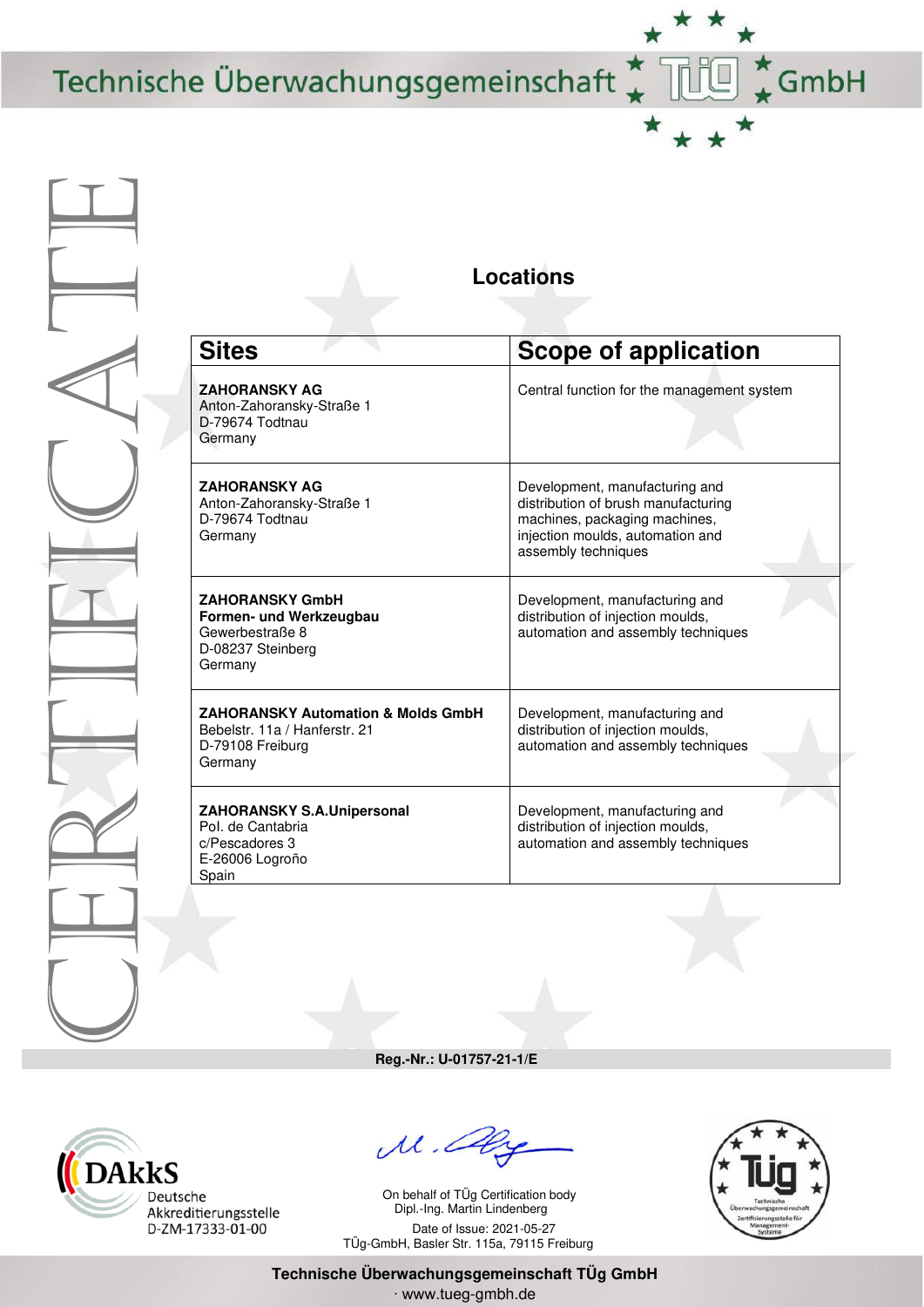## Locations

| Sites | Scope of application |
|---|---|
| **ZAHORANSKY AG**<br>Anton-Zahoransky-Straße 1<br>D-79674 Todtnau<br>Germany | Central function for the management system |
| **ZAHORANSKY AG**<br>Anton-Zahoransky-Straße 1<br>D-79674 Todtnau<br>Germany | Development, manufacturing and distribution of brush manufacturing machines, packaging machines, injection moulds, automation and assembly techniques |
| **ZAHORANSKY GmbH**<br>**Formen- und Werkzeugbau**<br>Gewerbestraße 8<br>D-08237 Steinberg<br>Germany | Development, manufacturing and distribution of injection moulds, automation and assembly techniques |
| **ZAHORANSKY Automation & Molds GmbH**<br>Bebelstr. 11a / Hanferstr. 21<br>D-79108 Freiburg<br>Germany | Development, manufacturing and distribution of injection moulds, automation and assembly techniques |
| **ZAHORANSKY S.A.Unipersonal**<br>Pol. de Cantabria<br>c/Pescadores 3<br>E-26006 Logroño<br>Spain | Development, manufacturing and distribution of injection moulds, automation and assembly techniques |

**Reg.-Nr.: U-01757-21-1/E**

DAkkS Deutsche Akkreditierungsstelle D-ZM-17333-01-00

On behalf of TÜg Certification body
Dipl.-Ing. Martin Lindenberg

Date of Issue: 2021-05-27

TÜg-GmbH, Basler Str. 115a, 79115 Freiburg

**Technische Überwachungsgemeinschaft TÜg GmbH**
· www.tueg-gmbh.de